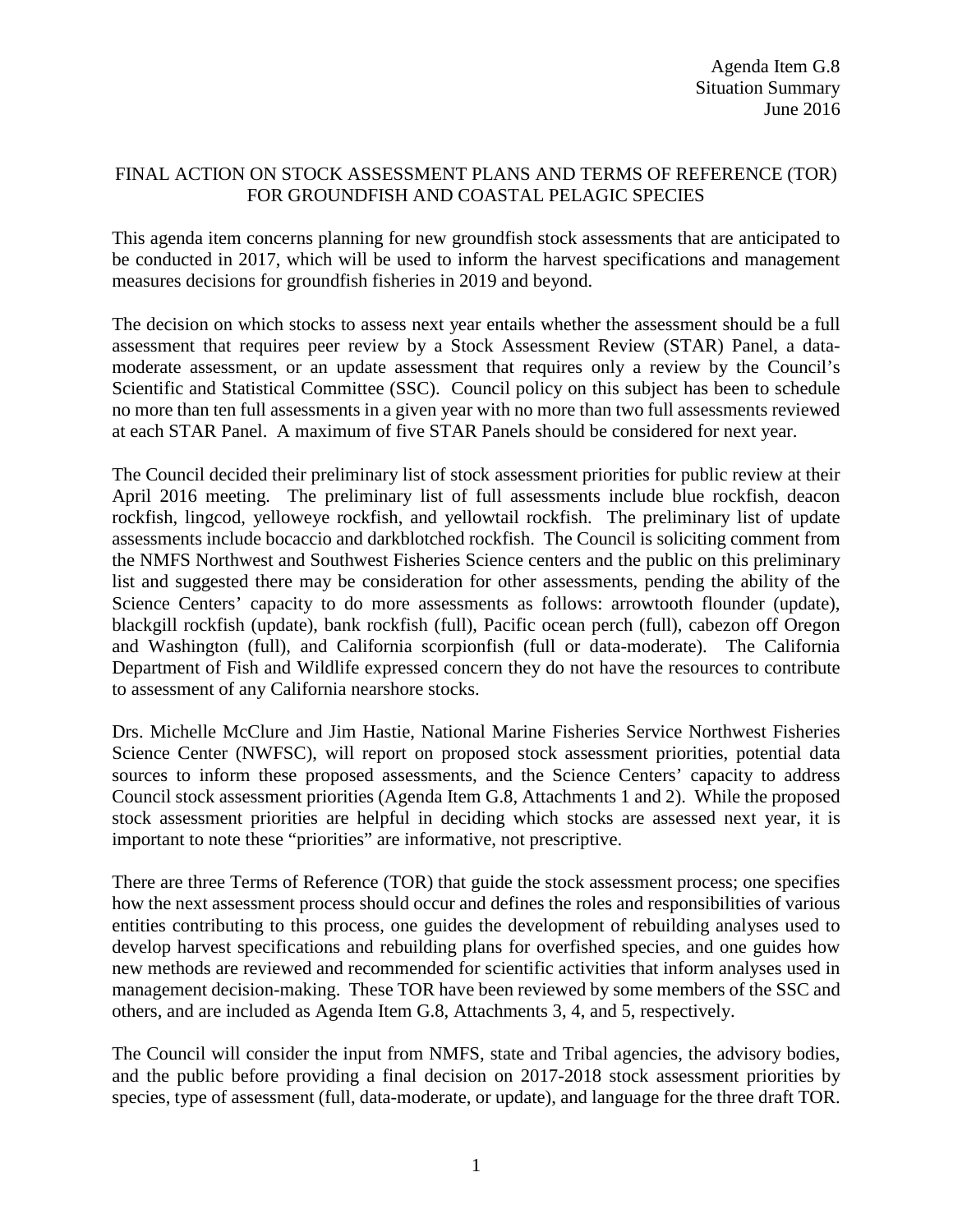Agenda Item G.8
Situation Summary
June 2016

# FINAL ACTION ON STOCK ASSESSMENT PLANS AND TERMS OF REFERENCE (TOR) FOR GROUNDFISH AND COASTAL PELAGIC SPECIES

This agenda item concerns planning for new groundfish stock assessments that are anticipated to be conducted in 2017, which will be used to inform the harvest specifications and management measures decisions for groundfish fisheries in 2019 and beyond.

The decision on which stocks to assess next year entails whether the assessment should be a full assessment that requires peer review by a Stock Assessment Review (STAR) Panel, a data-moderate assessment, or an update assessment that requires only a review by the Council's Scientific and Statistical Committee (SSC). Council policy on this subject has been to schedule no more than ten full assessments in a given year with no more than two full assessments reviewed at each STAR Panel. A maximum of five STAR Panels should be considered for next year.

The Council decided their preliminary list of stock assessment priorities for public review at their April 2016 meeting. The preliminary list of full assessments include blue rockfish, deacon rockfish, lingcod, yelloweye rockfish, and yellowtail rockfish. The preliminary list of update assessments include bocaccio and darkblotched rockfish. The Council is soliciting comment from the NMFS Northwest and Southwest Fisheries Science centers and the public on this preliminary list and suggested there may be consideration for other assessments, pending the ability of the Science Centers' capacity to do more assessments as follows: arrowtooth flounder (update), blackgill rockfish (update), bank rockfish (full), Pacific ocean perch (full), cabezon off Oregon and Washington (full), and California scorpionfish (full or data-moderate). The California Department of Fish and Wildlife expressed concern they do not have the resources to contribute to assessment of any California nearshore stocks.

Drs. Michelle McClure and Jim Hastie, National Marine Fisheries Service Northwest Fisheries Science Center (NWFSC), will report on proposed stock assessment priorities, potential data sources to inform these proposed assessments, and the Science Centers' capacity to address Council stock assessment priorities (Agenda Item G.8, Attachments 1 and 2). While the proposed stock assessment priorities are helpful in deciding which stocks are assessed next year, it is important to note these "priorities" are informative, not prescriptive.

There are three Terms of Reference (TOR) that guide the stock assessment process; one specifies how the next assessment process should occur and defines the roles and responsibilities of various entities contributing to this process, one guides the development of rebuilding analyses used to develop harvest specifications and rebuilding plans for overfished species, and one guides how new methods are reviewed and recommended for scientific activities that inform analyses used in management decision-making. These TOR have been reviewed by some members of the SSC and others, and are included as Agenda Item G.8, Attachments 3, 4, and 5, respectively.

The Council will consider the input from NMFS, state and Tribal agencies, the advisory bodies, and the public before providing a final decision on 2017-2018 stock assessment priorities by species, type of assessment (full, data-moderate, or update), and language for the three draft TOR.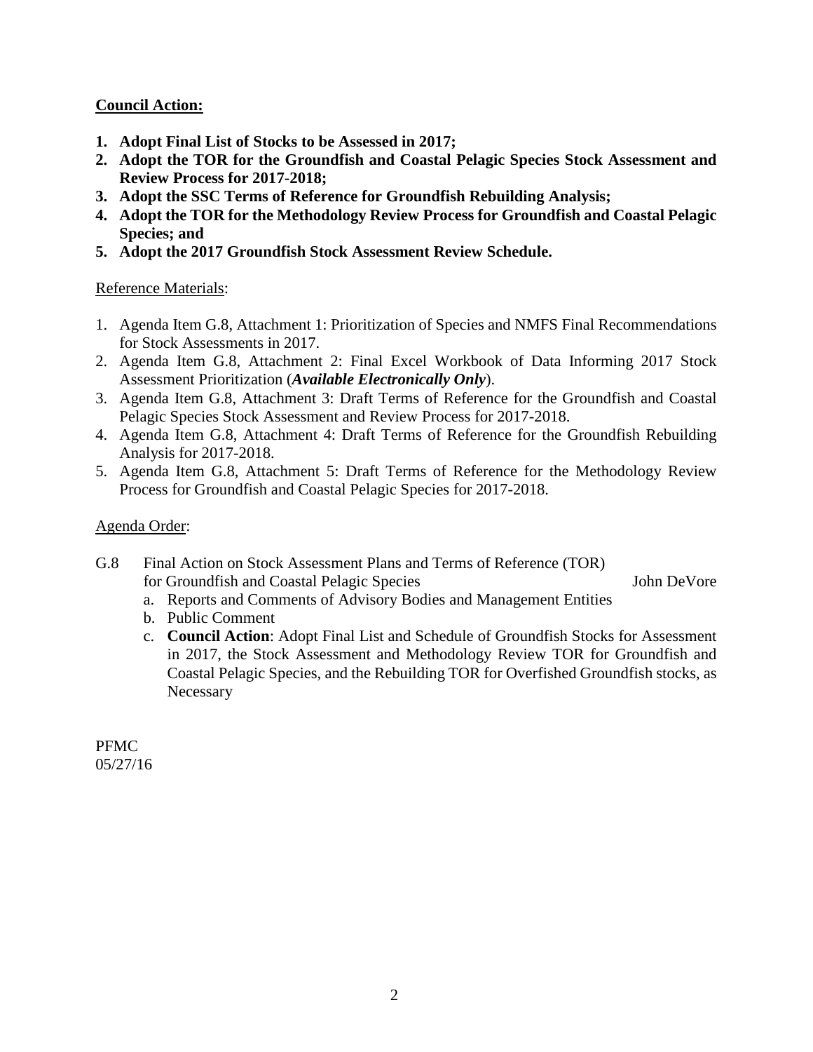**Council Action:**

1. **Adopt Final List of Stocks to be Assessed in 2017;**
2. **Adopt the TOR for the Groundfish and Coastal Pelagic Species Stock Assessment and Review Process for 2017-2018;**
3. **Adopt the SSC Terms of Reference for Groundfish Rebuilding Analysis;**
4. **Adopt the TOR for the Methodology Review Process for Groundfish and Coastal Pelagic Species; and**
5. **Adopt the 2017 Groundfish Stock Assessment Review Schedule.**

Reference Materials:

1. Agenda Item G.8, Attachment 1: Prioritization of Species and NMFS Final Recommendations for Stock Assessments in 2017.
2. Agenda Item G.8, Attachment 2: Final Excel Workbook of Data Informing 2017 Stock Assessment Prioritization (***Available Electronically Only***).
3. Agenda Item G.8, Attachment 3: Draft Terms of Reference for the Groundfish and Coastal Pelagic Species Stock Assessment and Review Process for 2017-2018.
4. Agenda Item G.8, Attachment 4: Draft Terms of Reference for the Groundfish Rebuilding Analysis for 2017-2018.
5. Agenda Item G.8, Attachment 5: Draft Terms of Reference for the Methodology Review Process for Groundfish and Coastal Pelagic Species for 2017-2018.

Agenda Order:

G.8 Final Action on Stock Assessment Plans and Terms of Reference (TOR) for Groundfish and Coastal Pelagic Species — John DeVore

a. Reports and Comments of Advisory Bodies and Management Entities
b. Public Comment
c. **Council Action**: Adopt Final List and Schedule of Groundfish Stocks for Assessment in 2017, the Stock Assessment and Methodology Review TOR for Groundfish and Coastal Pelagic Species, and the Rebuilding TOR for Overfished Groundfish stocks, as Necessary

PFMC
05/27/16